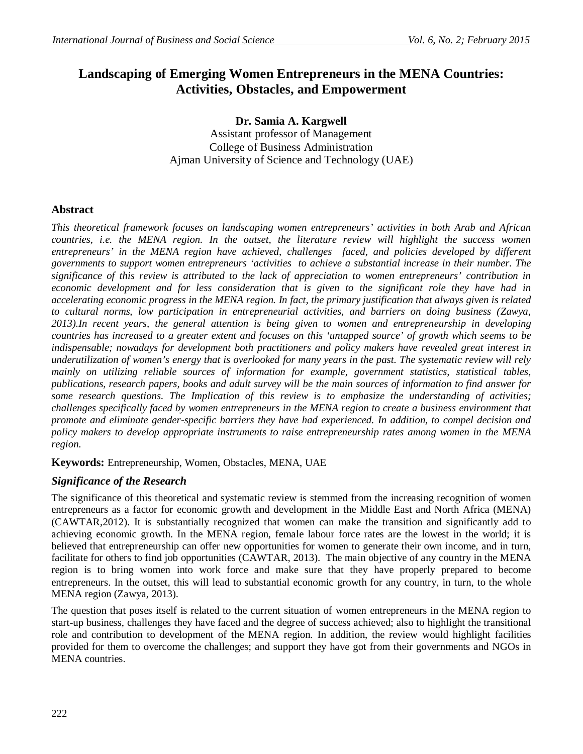# Landscaping of Emerging Women Entrepreneurs in the MENA Countries: Activities, Obstacles, and Empowerment

**Dr. Samia A. Kargwell**
Assistant professor of Management
College of Business Administration
Ajman University of Science and Technology (UAE)

## Abstract

*This theoretical framework focuses on landscaping women entrepreneurs' activities in both Arab and African countries, i.e. the MENA region. In the outset, the literature review will highlight the success women entrepreneurs' in the MENA region have achieved, challenges faced, and policies developed by different governments to support women entrepreneurs 'activities to achieve a substantial increase in their number. The significance of this review is attributed to the lack of appreciation to women entrepreneurs' contribution in economic development and for less consideration that is given to the significant role they have had in accelerating economic progress in the MENA region. In fact, the primary justification that always given is related to cultural norms, low participation in entrepreneurial activities, and barriers on doing business (Zawya, 2013).In recent years, the general attention is being given to women and entrepreneurship in developing countries has increased to a greater extent and focuses on this 'untapped source' of growth which seems to be indispensable; nowadays for development both practitioners and policy makers have revealed great interest in underutilization of women's energy that is overlooked for many years in the past. The systematic review will rely mainly on utilizing reliable sources of information for example, government statistics, statistical tables, publications, research papers, books and adult survey will be the main sources of information to find answer for some research questions. The Implication of this review is to emphasize the understanding of activities; challenges specifically faced by women entrepreneurs in the MENA region to create a business environment that promote and eliminate gender-specific barriers they have had experienced. In addition, to compel decision and policy makers to develop appropriate instruments to raise entrepreneurship rates among women in the MENA region.*

**Keywords:** Entrepreneurship, Women, Obstacles, MENA, UAE

## *Significance of the Research*

The significance of this theoretical and systematic review is stemmed from the increasing recognition of women entrepreneurs as a factor for economic growth and development in the Middle East and North Africa (MENA) (CAWTAR,2012). It is substantially recognized that women can make the transition and significantly add to achieving economic growth. In the MENA region, female labour force rates are the lowest in the world; it is believed that entrepreneurship can offer new opportunities for women to generate their own income, and in turn, facilitate for others to find job opportunities (CAWTAR, 2013). The main objective of any country in the MENA region is to bring women into work force and make sure that they have properly prepared to become entrepreneurs. In the outset, this will lead to substantial economic growth for any country, in turn, to the whole MENA region (Zawya, 2013).

The question that poses itself is related to the current situation of women entrepreneurs in the MENA region to start-up business, challenges they have faced and the degree of success achieved; also to highlight the transitional role and contribution to development of the MENA region. In addition, the review would highlight facilities provided for them to overcome the challenges; and support they have got from their governments and NGOs in MENA countries.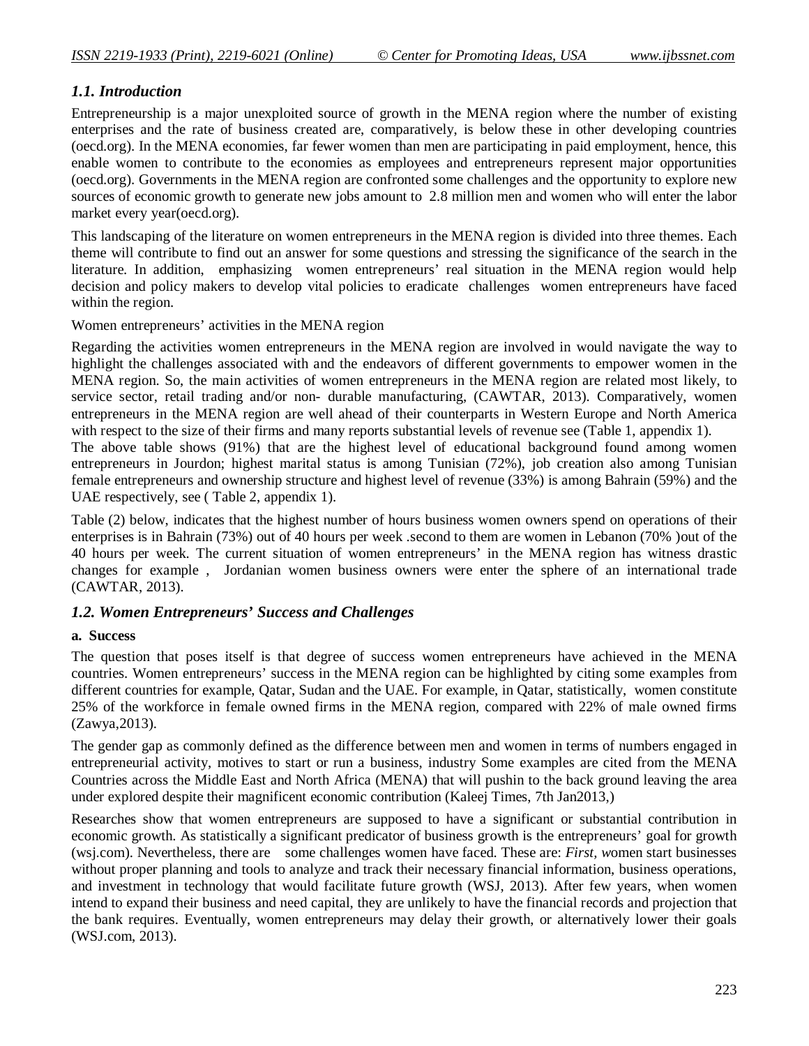## *1.1. Introduction*

Entrepreneurship is a major unexploited source of growth in the MENA region where the number of existing enterprises and the rate of business created are, comparatively, is below these in other developing countries (oecd.org). In the MENA economies, far fewer women than men are participating in paid employment, hence, this enable women to contribute to the economies as employees and entrepreneurs represent major opportunities (oecd.org). Governments in the MENA region are confronted some challenges and the opportunity to explore new sources of economic growth to generate new jobs amount to 2.8 million men and women who will enter the labor market every year(oecd.org).

This landscaping of the literature on women entrepreneurs in the MENA region is divided into three themes. Each theme will contribute to find out an answer for some questions and stressing the significance of the search in the literature. In addition, emphasizing women entrepreneurs' real situation in the MENA region would help decision and policy makers to develop vital policies to eradicate challenges women entrepreneurs have faced within the region.

Women entrepreneurs' activities in the MENA region

Regarding the activities women entrepreneurs in the MENA region are involved in would navigate the way to highlight the challenges associated with and the endeavors of different governments to empower women in the MENA region. So, the main activities of women entrepreneurs in the MENA region are related most likely, to service sector, retail trading and/or non- durable manufacturing, (CAWTAR, 2013). Comparatively, women entrepreneurs in the MENA region are well ahead of their counterparts in Western Europe and North America with respect to the size of their firms and many reports substantial levels of revenue see (Table 1, appendix 1).
The above table shows (91%) that are the highest level of educational background found among women entrepreneurs in Jourdon; highest marital status is among Tunisian (72%), job creation also among Tunisian female entrepreneurs and ownership structure and highest level of revenue (33%) is among Bahrain (59%) and the UAE respectively, see ( Table 2, appendix 1).

Table (2) below, indicates that the highest number of hours business women owners spend on operations of their enterprises is in Bahrain (73%) out of 40 hours per week .second to them are women in Lebanon (70% )out of the 40 hours per week. The current situation of women entrepreneurs' in the MENA region has witness drastic changes for example , Jordanian women business owners were enter the sphere of an international trade (CAWTAR, 2013).

## *1.2. Women Entrepreneurs' Success and Challenges*

**a. Success**

The question that poses itself is that degree of success women entrepreneurs have achieved in the MENA countries. Women entrepreneurs' success in the MENA region can be highlighted by citing some examples from different countries for example, Qatar, Sudan and the UAE. For example, in Qatar, statistically, women constitute 25% of the workforce in female owned firms in the MENA region, compared with 22% of male owned firms (Zawya,2013).

The gender gap as commonly defined as the difference between men and women in terms of numbers engaged in entrepreneurial activity, motives to start or run a business, industry Some examples are cited from the MENA Countries across the Middle East and North Africa (MENA) that will pushin to the back ground leaving the area under explored despite their magnificent economic contribution (Kaleej Times, 7th Jan2013,)

Researches show that women entrepreneurs are supposed to have a significant or substantial contribution in economic growth. As statistically a significant predicator of business growth is the entrepreneurs' goal for growth (wsj.com). Nevertheless, there are some challenges women have faced. These are: *First, w*omen start businesses without proper planning and tools to analyze and track their necessary financial information, business operations, and investment in technology that would facilitate future growth (WSJ, 2013). After few years, when women intend to expand their business and need capital, they are unlikely to have the financial records and projection that the bank requires. Eventually, women entrepreneurs may delay their growth, or alternatively lower their goals (WSJ.com, 2013).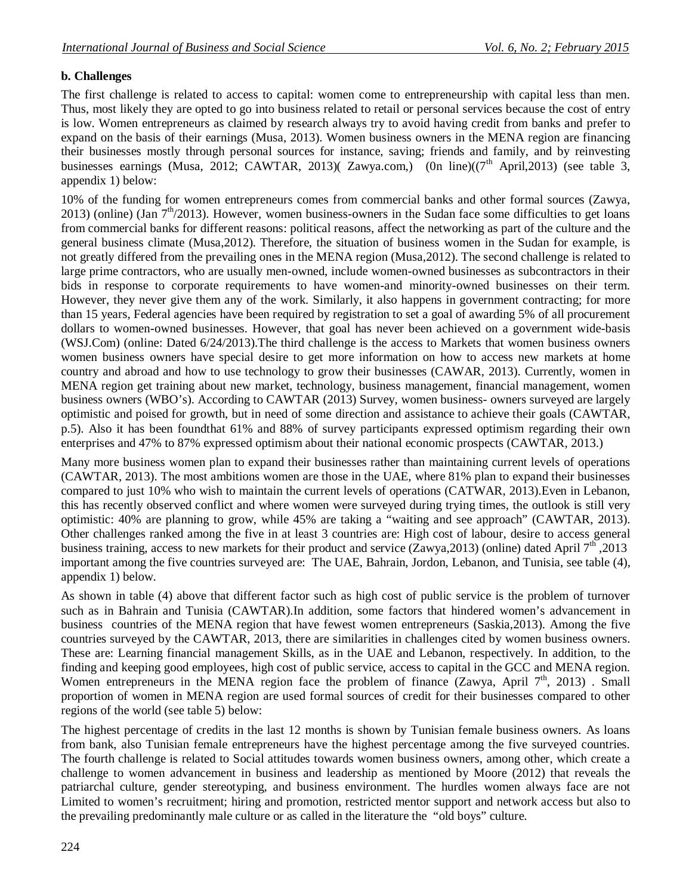**b. Challenges**

The first challenge is related to access to capital: women come to entrepreneurship with capital less than men. Thus, most likely they are opted to go into business related to retail or personal services because the cost of entry is low. Women entrepreneurs as claimed by research always try to avoid having credit from banks and prefer to expand on the basis of their earnings (Musa, 2013). Women business owners in the MENA region are financing their businesses mostly through personal sources for instance, saving; friends and family, and by reinvesting businesses earnings (Musa, 2012; CAWTAR, 2013)( Zawya.com,) (0n line)((7th April,2013) (see table 3, appendix 1) below:

10% of the funding for women entrepreneurs comes from commercial banks and other formal sources (Zawya, 2013) (online) (Jan 7th/2013). However, women business-owners in the Sudan face some difficulties to get loans from commercial banks for different reasons: political reasons, affect the networking as part of the culture and the general business climate (Musa,2012). Therefore, the situation of business women in the Sudan for example, is not greatly differed from the prevailing ones in the MENA region (Musa,2012). The second challenge is related to large prime contractors, who are usually men-owned, include women-owned businesses as subcontractors in their bids in response to corporate requirements to have women-and minority-owned businesses on their term. However, they never give them any of the work. Similarly, it also happens in government contracting; for more than 15 years, Federal agencies have been required by registration to set a goal of awarding 5% of all procurement dollars to women-owned businesses. However, that goal has never been achieved on a government wide-basis (WSJ.Com) (online: Dated 6/24/2013).The third challenge is the access to Markets that women business owners women business owners have special desire to get more information on how to access new markets at home country and abroad and how to use technology to grow their businesses (CAWAR, 2013). Currently, women in MENA region get training about new market, technology, business management, financial management, women business owners (WBO's). According to CAWTAR (2013) Survey, women business- owners surveyed are largely optimistic and poised for growth, but in need of some direction and assistance to achieve their goals (CAWTAR, p.5). Also it has been foundthat 61% and 88% of survey participants expressed optimism regarding their own enterprises and 47% to 87% expressed optimism about their national economic prospects (CAWTAR, 2013.)

Many more business women plan to expand their businesses rather than maintaining current levels of operations (CAWTAR, 2013). The most ambitions women are those in the UAE, where 81% plan to expand their businesses compared to just 10% who wish to maintain the current levels of operations (CATWAR, 2013).Even in Lebanon, this has recently observed conflict and where women were surveyed during trying times, the outlook is still very optimistic: 40% are planning to grow, while 45% are taking a "waiting and see approach" (CAWTAR, 2013). Other challenges ranked among the five in at least 3 countries are: High cost of labour, desire to access general business training, access to new markets for their product and service (Zawya,2013) (online) dated April 7th ,2013 important among the five countries surveyed are: The UAE, Bahrain, Jordon, Lebanon, and Tunisia, see table (4), appendix 1) below.

As shown in table (4) above that different factor such as high cost of public service is the problem of turnover such as in Bahrain and Tunisia (CAWTAR).In addition, some factors that hindered women's advancement in business countries of the MENA region that have fewest women entrepreneurs (Saskia,2013). Among the five countries surveyed by the CAWTAR, 2013, there are similarities in challenges cited by women business owners. These are: Learning financial management Skills, as in the UAE and Lebanon, respectively. In addition, to the finding and keeping good employees, high cost of public service, access to capital in the GCC and MENA region. Women entrepreneurs in the MENA region face the problem of finance (Zawya, April 7th, 2013) . Small proportion of women in MENA region are used formal sources of credit for their businesses compared to other regions of the world (see table 5) below:

The highest percentage of credits in the last 12 months is shown by Tunisian female business owners. As loans from bank, also Tunisian female entrepreneurs have the highest percentage among the five surveyed countries. The fourth challenge is related to Social attitudes towards women business owners, among other, which create a challenge to women advancement in business and leadership as mentioned by Moore (2012) that reveals the patriarchal culture, gender stereotyping, and business environment. The hurdles women always face are not Limited to women's recruitment; hiring and promotion, restricted mentor support and network access but also to the prevailing predominantly male culture or as called in the literature the "old boys" culture.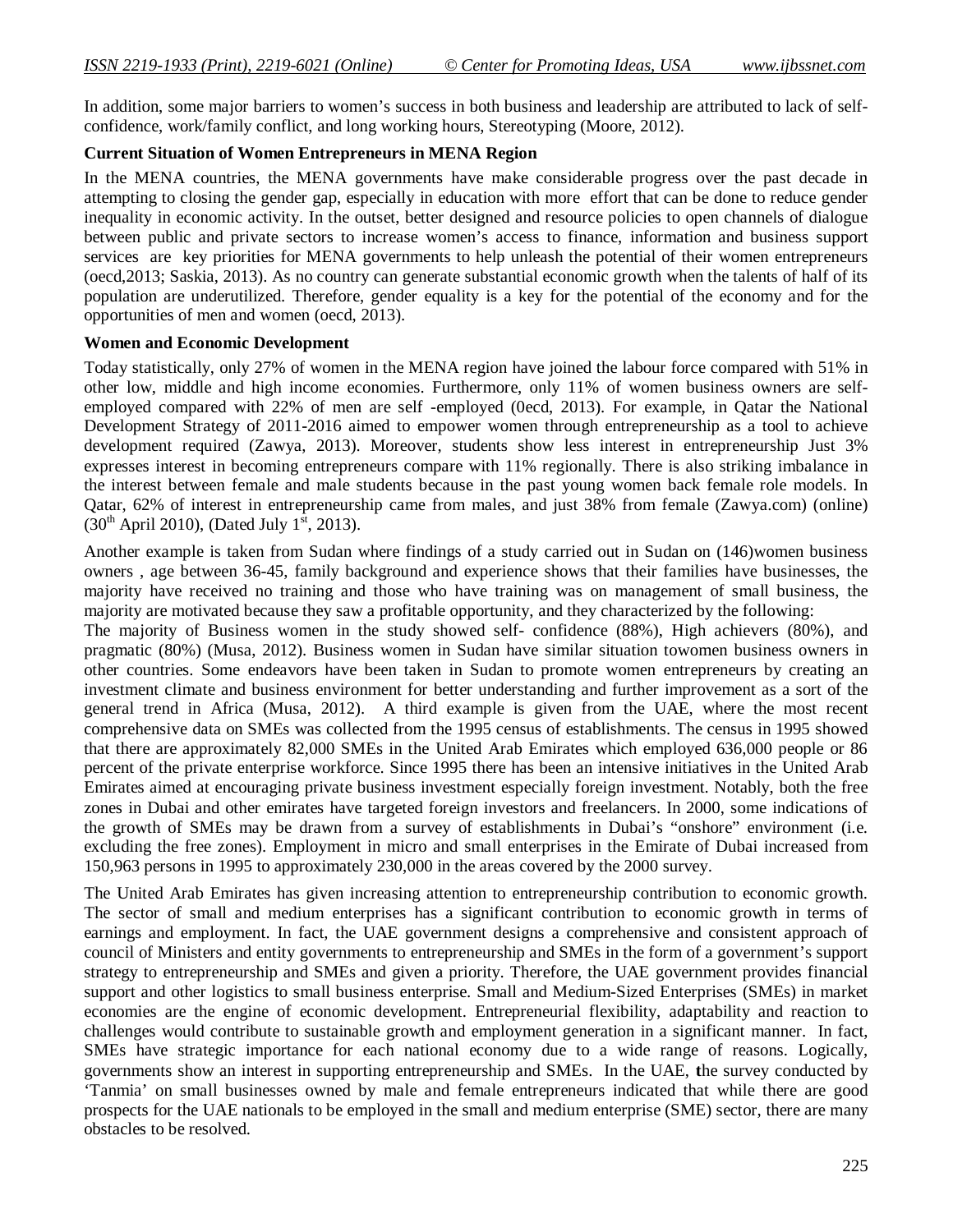In addition, some major barriers to women's success in both business and leadership are attributed to lack of self-confidence, work/family conflict, and long working hours, Stereotyping (Moore, 2012).

**Current Situation of Women Entrepreneurs in MENA Region**

In the MENA countries, the MENA governments have make considerable progress over the past decade in attempting to closing the gender gap, especially in education with more effort that can be done to reduce gender inequality in economic activity. In the outset, better designed and resource policies to open channels of dialogue between public and private sectors to increase women's access to finance, information and business support services are key priorities for MENA governments to help unleash the potential of their women entrepreneurs (oecd,2013; Saskia, 2013). As no country can generate substantial economic growth when the talents of half of its population are underutilized. Therefore, gender equality is a key for the potential of the economy and for the opportunities of men and women (oecd, 2013).

**Women and Economic Development**

Today statistically, only 27% of women in the MENA region have joined the labour force compared with 51% in other low, middle and high income economies. Furthermore, only 11% of women business owners are self-employed compared with 22% of men are self -employed (0ecd, 2013). For example, in Qatar the National Development Strategy of 2011-2016 aimed to empower women through entrepreneurship as a tool to achieve development required (Zawya, 2013). Moreover, students show less interest in entrepreneurship Just 3% expresses interest in becoming entrepreneurs compare with 11% regionally. There is also striking imbalance in the interest between female and male students because in the past young women back female role models. In Qatar, 62% of interest in entrepreneurship came from males, and just 38% from female (Zawya.com) (online) (30th April 2010), (Dated July 1st, 2013).

Another example is taken from Sudan where findings of a study carried out in Sudan on (146)women business owners , age between 36-45, family background and experience shows that their families have businesses, the majority have received no training and those who have training was on management of small business, the majority are motivated because they saw a profitable opportunity, and they characterized by the following:

The majority of Business women in the study showed self- confidence (88%), High achievers (80%), and pragmatic (80%) (Musa, 2012). Business women in Sudan have similar situation towomen business owners in other countries. Some endeavors have been taken in Sudan to promote women entrepreneurs by creating an investment climate and business environment for better understanding and further improvement as a sort of the general trend in Africa (Musa, 2012). A third example is given from the UAE, where the most recent comprehensive data on SMEs was collected from the 1995 census of establishments. The census in 1995 showed that there are approximately 82,000 SMEs in the United Arab Emirates which employed 636,000 people or 86 percent of the private enterprise workforce. Since 1995 there has been an intensive initiatives in the United Arab Emirates aimed at encouraging private business investment especially foreign investment. Notably, both the free zones in Dubai and other emirates have targeted foreign investors and freelancers. In 2000, some indications of the growth of SMEs may be drawn from a survey of establishments in Dubai's "onshore" environment (i.e. excluding the free zones). Employment in micro and small enterprises in the Emirate of Dubai increased from 150,963 persons in 1995 to approximately 230,000 in the areas covered by the 2000 survey.

The United Arab Emirates has given increasing attention to entrepreneurship contribution to economic growth. The sector of small and medium enterprises has a significant contribution to economic growth in terms of earnings and employment. In fact, the UAE government designs a comprehensive and consistent approach of council of Ministers and entity governments to entrepreneurship and SMEs in the form of a government's support strategy to entrepreneurship and SMEs and given a priority. Therefore, the UAE government provides financial support and other logistics to small business enterprise. Small and Medium-Sized Enterprises (SMEs) in market economies are the engine of economic development. Entrepreneurial flexibility, adaptability and reaction to challenges would contribute to sustainable growth and employment generation in a significant manner. In fact, SMEs have strategic importance for each national economy due to a wide range of reasons. Logically, governments show an interest in supporting entrepreneurship and SMEs. In the UAE, the survey conducted by 'Tanmia' on small businesses owned by male and female entrepreneurs indicated that while there are good prospects for the UAE nationals to be employed in the small and medium enterprise (SME) sector, there are many obstacles to be resolved.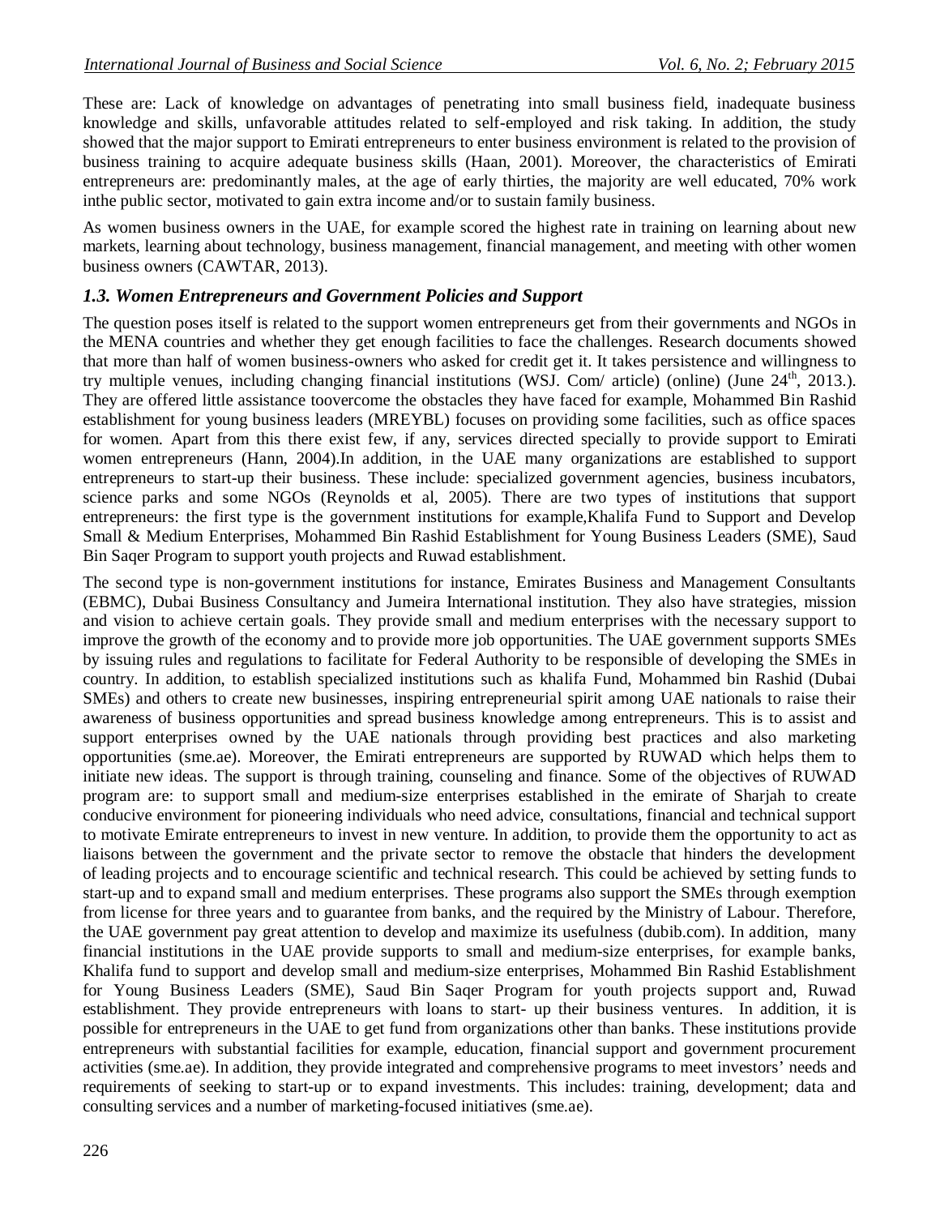These are: Lack of knowledge on advantages of penetrating into small business field, inadequate business knowledge and skills, unfavorable attitudes related to self-employed and risk taking. In addition, the study showed that the major support to Emirati entrepreneurs to enter business environment is related to the provision of business training to acquire adequate business skills (Haan, 2001). Moreover, the characteristics of Emirati entrepreneurs are: predominantly males, at the age of early thirties, the majority are well educated, 70% work inthe public sector, motivated to gain extra income and/or to sustain family business.

As women business owners in the UAE, for example scored the highest rate in training on learning about new markets, learning about technology, business management, financial management, and meeting with other women business owners (CAWTAR, 2013).

### *1.3. Women Entrepreneurs and Government Policies and Support*

The question poses itself is related to the support women entrepreneurs get from their governments and NGOs in the MENA countries and whether they get enough facilities to face the challenges. Research documents showed that more than half of women business-owners who asked for credit get it. It takes persistence and willingness to try multiple venues, including changing financial institutions (WSJ. Com/ article) (online) (June 24[th], 2013.). They are offered little assistance toovercome the obstacles they have faced for example, Mohammed Bin Rashid establishment for young business leaders (MREYBL) focuses on providing some facilities, such as office spaces for women. Apart from this there exist few, if any, services directed specially to provide support to Emirati women entrepreneurs (Hann, 2004).In addition, in the UAE many organizations are established to support entrepreneurs to start-up their business. These include: specialized government agencies, business incubators, science parks and some NGOs (Reynolds et al, 2005). There are two types of institutions that support entrepreneurs: the first type is the government institutions for example,Khalifa Fund to Support and Develop Small & Medium Enterprises, Mohammed Bin Rashid Establishment for Young Business Leaders (SME), Saud Bin Saqer Program to support youth projects and Ruwad establishment.

The second type is non-government institutions for instance, Emirates Business and Management Consultants (EBMC), Dubai Business Consultancy and Jumeira International institution. They also have strategies, mission and vision to achieve certain goals. They provide small and medium enterprises with the necessary support to improve the growth of the economy and to provide more job opportunities. The UAE government supports SMEs by issuing rules and regulations to facilitate for Federal Authority to be responsible of developing the SMEs in country. In addition, to establish specialized institutions such as khalifa Fund, Mohammed bin Rashid (Dubai SMEs) and others to create new businesses, inspiring entrepreneurial spirit among UAE nationals to raise their awareness of business opportunities and spread business knowledge among entrepreneurs. This is to assist and support enterprises owned by the UAE nationals through providing best practices and also marketing opportunities (sme.ae). Moreover, the Emirati entrepreneurs are supported by RUWAD which helps them to initiate new ideas. The support is through training, counseling and finance. Some of the objectives of RUWAD program are: to support small and medium-size enterprises established in the emirate of Sharjah to create conducive environment for pioneering individuals who need advice, consultations, financial and technical support to motivate Emirate entrepreneurs to invest in new venture. In addition, to provide them the opportunity to act as liaisons between the government and the private sector to remove the obstacle that hinders the development of leading projects and to encourage scientific and technical research. This could be achieved by setting funds to start-up and to expand small and medium enterprises. These programs also support the SMEs through exemption from license for three years and to guarantee from banks, and the required by the Ministry of Labour. Therefore, the UAE government pay great attention to develop and maximize its usefulness (dubib.com). In addition, many financial institutions in the UAE provide supports to small and medium-size enterprises, for example banks, Khalifa fund to support and develop small and medium-size enterprises, Mohammed Bin Rashid Establishment for Young Business Leaders (SME), Saud Bin Saqer Program for youth projects support and, Ruwad establishment. They provide entrepreneurs with loans to start- up their business ventures. In addition, it is possible for entrepreneurs in the UAE to get fund from organizations other than banks. These institutions provide entrepreneurs with substantial facilities for example, education, financial support and government procurement activities (sme.ae). In addition, they provide integrated and comprehensive programs to meet investors' needs and requirements of seeking to start-up or to expand investments. This includes: training, development; data and consulting services and a number of marketing-focused initiatives (sme.ae).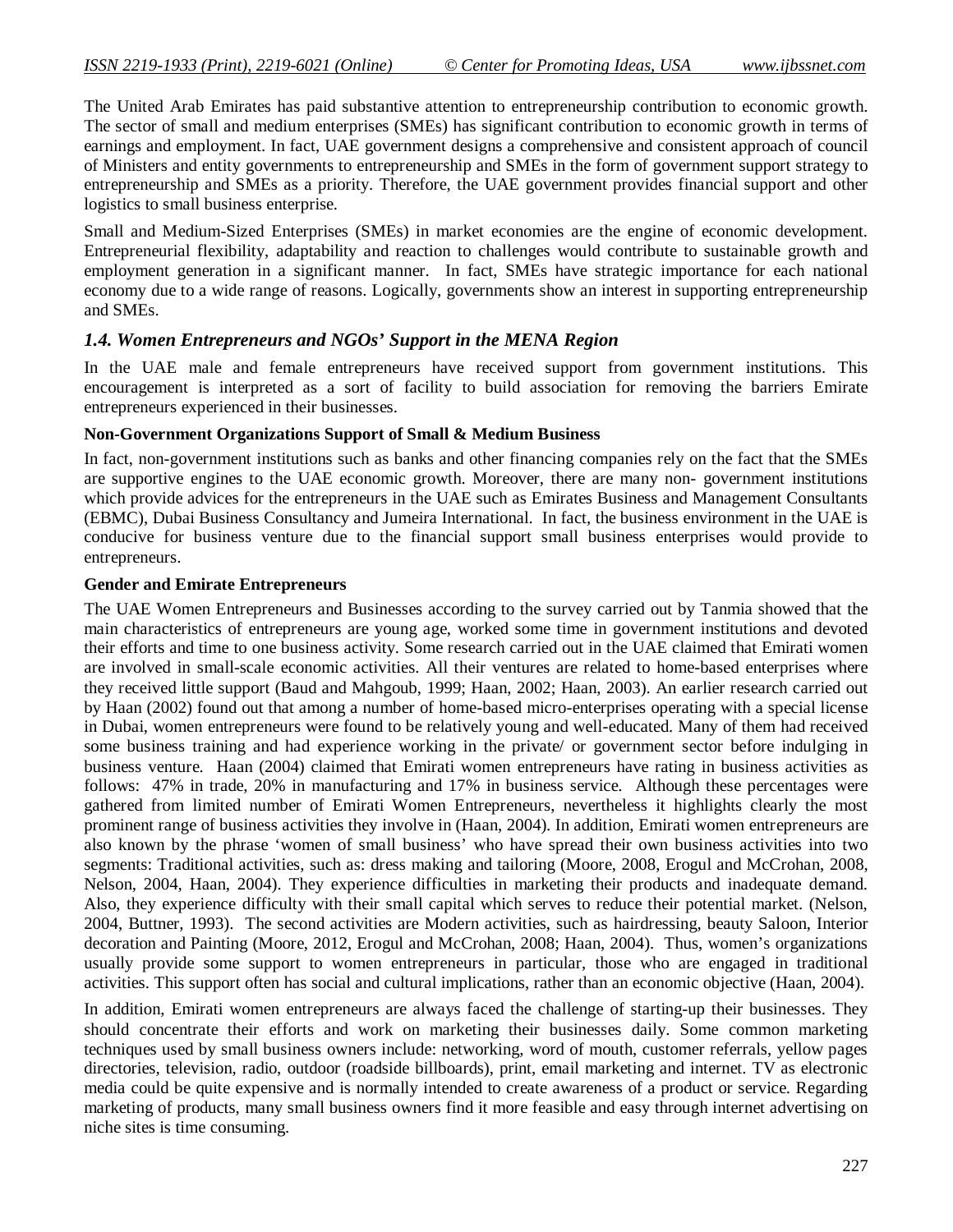The United Arab Emirates has paid substantive attention to entrepreneurship contribution to economic growth. The sector of small and medium enterprises (SMEs) has significant contribution to economic growth in terms of earnings and employment. In fact, UAE government designs a comprehensive and consistent approach of council of Ministers and entity governments to entrepreneurship and SMEs in the form of government support strategy to entrepreneurship and SMEs as a priority. Therefore, the UAE government provides financial support and other logistics to small business enterprise.

Small and Medium-Sized Enterprises (SMEs) in market economies are the engine of economic development. Entrepreneurial flexibility, adaptability and reaction to challenges would contribute to sustainable growth and employment generation in a significant manner. In fact, SMEs have strategic importance for each national economy due to a wide range of reasons. Logically, governments show an interest in supporting entrepreneurship and SMEs.

### *1.4. Women Entrepreneurs and NGOs' Support in the MENA Region*

In the UAE male and female entrepreneurs have received support from government institutions. This encouragement is interpreted as a sort of facility to build association for removing the barriers Emirate entrepreneurs experienced in their businesses.

**Non-Government Organizations Support of Small & Medium Business**

In fact, non-government institutions such as banks and other financing companies rely on the fact that the SMEs are supportive engines to the UAE economic growth. Moreover, there are many non- government institutions which provide advices for the entrepreneurs in the UAE such as Emirates Business and Management Consultants (EBMC), Dubai Business Consultancy and Jumeira International. In fact, the business environment in the UAE is conducive for business venture due to the financial support small business enterprises would provide to entrepreneurs.

**Gender and Emirate Entrepreneurs**

The UAE Women Entrepreneurs and Businesses according to the survey carried out by Tanmia showed that the main characteristics of entrepreneurs are young age, worked some time in government institutions and devoted their efforts and time to one business activity. Some research carried out in the UAE claimed that Emirati women are involved in small-scale economic activities. All their ventures are related to home-based enterprises where they received little support (Baud and Mahgoub, 1999; Haan, 2002; Haan, 2003). An earlier research carried out by Haan (2002) found out that among a number of home-based micro-enterprises operating with a special license in Dubai, women entrepreneurs were found to be relatively young and well-educated. Many of them had received some business training and had experience working in the private/ or government sector before indulging in business venture. Haan (2004) claimed that Emirati women entrepreneurs have rating in business activities as follows: 47% in trade, 20% in manufacturing and 17% in business service. Although these percentages were gathered from limited number of Emirati Women Entrepreneurs, nevertheless it highlights clearly the most prominent range of business activities they involve in (Haan, 2004). In addition, Emirati women entrepreneurs are also known by the phrase 'women of small business' who have spread their own business activities into two segments: Traditional activities, such as: dress making and tailoring (Moore, 2008, Erogul and McCrohan, 2008, Nelson, 2004, Haan, 2004). They experience difficulties in marketing their products and inadequate demand. Also, they experience difficulty with their small capital which serves to reduce their potential market. (Nelson, 2004, Buttner, 1993). The second activities are Modern activities, such as hairdressing, beauty Saloon, Interior decoration and Painting (Moore, 2012, Erogul and McCrohan, 2008; Haan, 2004). Thus, women's organizations usually provide some support to women entrepreneurs in particular, those who are engaged in traditional activities. This support often has social and cultural implications, rather than an economic objective (Haan, 2004).

In addition, Emirati women entrepreneurs are always faced the challenge of starting-up their businesses. They should concentrate their efforts and work on marketing their businesses daily. Some common marketing techniques used by small business owners include: networking, word of mouth, customer referrals, yellow pages directories, television, radio, outdoor (roadside billboards), print, email marketing and internet. TV as electronic media could be quite expensive and is normally intended to create awareness of a product or service. Regarding marketing of products, many small business owners find it more feasible and easy through internet advertising on niche sites is time consuming.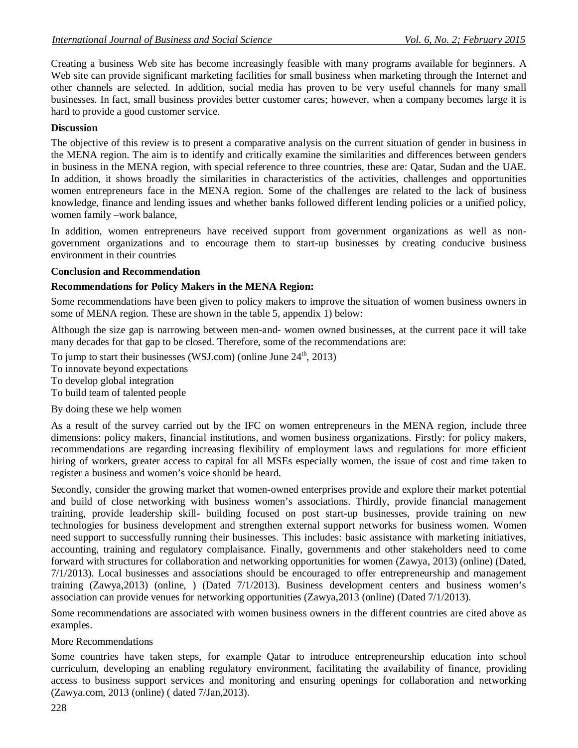Creating a business Web site has become increasingly feasible with many programs available for beginners. A Web site can provide significant marketing facilities for small business when marketing through the Internet and other channels are selected. In addition, social media has proven to be very useful channels for many small businesses. In fact, small business provides better customer cares; however, when a company becomes large it is hard to provide a good customer service.

**Discussion**

The objective of this review is to present a comparative analysis on the current situation of gender in business in the MENA region. The aim is to identify and critically examine the similarities and differences between genders in business in the MENA region, with special reference to three countries, these are: Qatar, Sudan and the UAE. In addition, it shows broadly the similarities in characteristics of the activities, challenges and opportunities women entrepreneurs face in the MENA region. Some of the challenges are related to the lack of business knowledge, finance and lending issues and whether banks followed different lending policies or a unified policy, women family –work balance,

In addition, women entrepreneurs have received support from government organizations as well as non-government organizations and to encourage them to start-up businesses by creating conducive business environment in their countries

**Conclusion and Recommendation**

**Recommendations for Policy Makers in the MENA Region:**

Some recommendations have been given to policy makers to improve the situation of women business owners in some of MENA region. These are shown in the table 5, appendix 1) below:

Although the size gap is narrowing between men-and- women owned businesses, at the current pace it will take many decades for that gap to be closed. Therefore, some of the recommendations are:

To jump to start their businesses (WSJ.com) (online June 24th, 2013)
To innovate beyond expectations
To develop global integration
To build team of talented people

By doing these we help women

As a result of the survey carried out by the IFC on women entrepreneurs in the MENA region, include three dimensions: policy makers, financial institutions, and women business organizations. Firstly: for policy makers, recommendations are regarding increasing flexibility of employment laws and regulations for more efficient hiring of workers, greater access to capital for all MSEs especially women, the issue of cost and time taken to register a business and women's voice should be heard.

Secondly, consider the growing market that women-owned enterprises provide and explore their market potential and build of close networking with business women's associations. Thirdly, provide financial management training, provide leadership skill- building focused on post start-up businesses, provide training on new technologies for business development and strengthen external support networks for business women. Women need support to successfully running their businesses. This includes: basic assistance with marketing initiatives, accounting, training and regulatory complaisance. Finally, governments and other stakeholders need to come forward with structures for collaboration and networking opportunities for women (Zawya, 2013) (online) (Dated, 7/1/2013). Local businesses and associations should be encouraged to offer entrepreneurship and management training (Zawya,2013) (online, ) (Dated 7/1/2013). Business development centers and business women's association can provide venues for networking opportunities (Zawya,2013 (online) (Dated 7/1/2013).

Some recommendations are associated with women business owners in the different countries are cited above as examples.

More Recommendations

Some countries have taken steps, for example Qatar to introduce entrepreneurship education into school curriculum, developing an enabling regulatory environment, facilitating the availability of finance, providing access to business support services and monitoring and ensuring openings for collaboration and networking (Zawya.com, 2013 (online) ( dated 7/Jan,2013).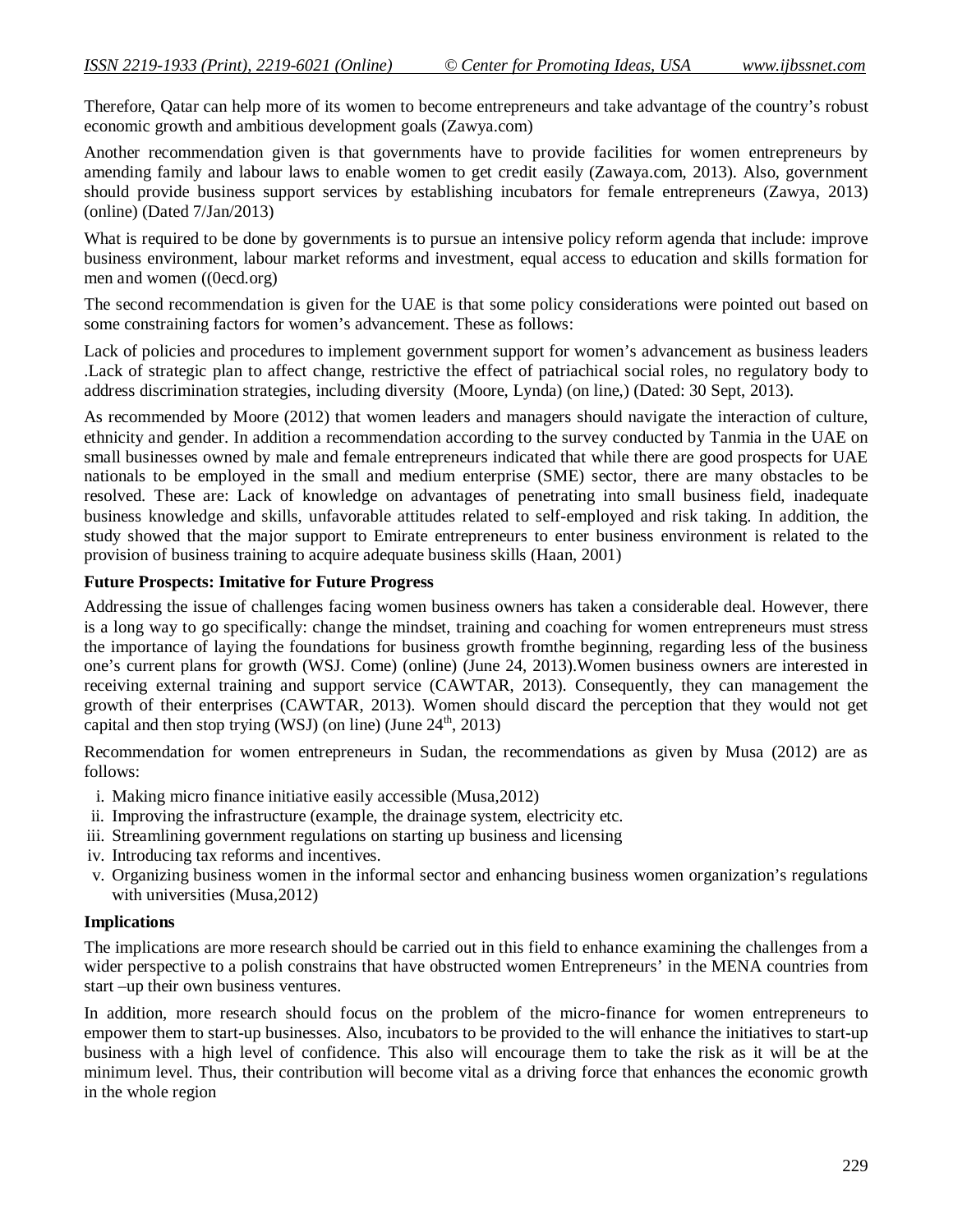Therefore, Qatar can help more of its women to become entrepreneurs and take advantage of the country's robust economic growth and ambitious development goals (Zawya.com)

Another recommendation given is that governments have to provide facilities for women entrepreneurs by amending family and labour laws to enable women to get credit easily (Zawaya.com, 2013). Also, government should provide business support services by establishing incubators for female entrepreneurs (Zawya, 2013) (online) (Dated 7/Jan/2013)

What is required to be done by governments is to pursue an intensive policy reform agenda that include: improve business environment, labour market reforms and investment, equal access to education and skills formation for men and women ((0ecd.org)

The second recommendation is given for the UAE is that some policy considerations were pointed out based on some constraining factors for women's advancement. These as follows:

Lack of policies and procedures to implement government support for women's advancement as business leaders .Lack of strategic plan to affect change, restrictive the effect of patriachical social roles, no regulatory body to address discrimination strategies, including diversity (Moore, Lynda) (on line,) (Dated: 30 Sept, 2013).

As recommended by Moore (2012) that women leaders and managers should navigate the interaction of culture, ethnicity and gender. In addition a recommendation according to the survey conducted by Tanmia in the UAE on small businesses owned by male and female entrepreneurs indicated that while there are good prospects for UAE nationals to be employed in the small and medium enterprise (SME) sector, there are many obstacles to be resolved. These are: Lack of knowledge on advantages of penetrating into small business field, inadequate business knowledge and skills, unfavorable attitudes related to self-employed and risk taking. In addition, the study showed that the major support to Emirate entrepreneurs to enter business environment is related to the provision of business training to acquire adequate business skills (Haan, 2001)

**Future Prospects: Imitative for Future Progress**

Addressing the issue of challenges facing women business owners has taken a considerable deal. However, there is a long way to go specifically: change the mindset, training and coaching for women entrepreneurs must stress the importance of laying the foundations for business growth fromthe beginning, regarding less of the business one's current plans for growth (WSJ. Come) (online) (June 24, 2013).Women business owners are interested in receiving external training and support service (CAWTAR, 2013). Consequently, they can management the growth of their enterprises (CAWTAR, 2013). Women should discard the perception that they would not get capital and then stop trying (WSJ) (on line) (June 24th, 2013)

Recommendation for women entrepreneurs in Sudan, the recommendations as given by Musa (2012) are as follows:

i. Making micro finance initiative easily accessible (Musa,2012)
ii. Improving the infrastructure (example, the drainage system, electricity etc.
iii. Streamlining government regulations on starting up business and licensing
iv. Introducing tax reforms and incentives.
v. Organizing business women in the informal sector and enhancing business women organization's regulations with universities (Musa,2012)

**Implications**

The implications are more research should be carried out in this field to enhance examining the challenges from a wider perspective to a polish constrains that have obstructed women Entrepreneurs' in the MENA countries from start –up their own business ventures.

In addition, more research should focus on the problem of the micro-finance for women entrepreneurs to empower them to start-up businesses. Also, incubators to be provided to the will enhance the initiatives to start-up business with a high level of confidence. This also will encourage them to take the risk as it will be at the minimum level. Thus, their contribution will become vital as a driving force that enhances the economic growth in the whole region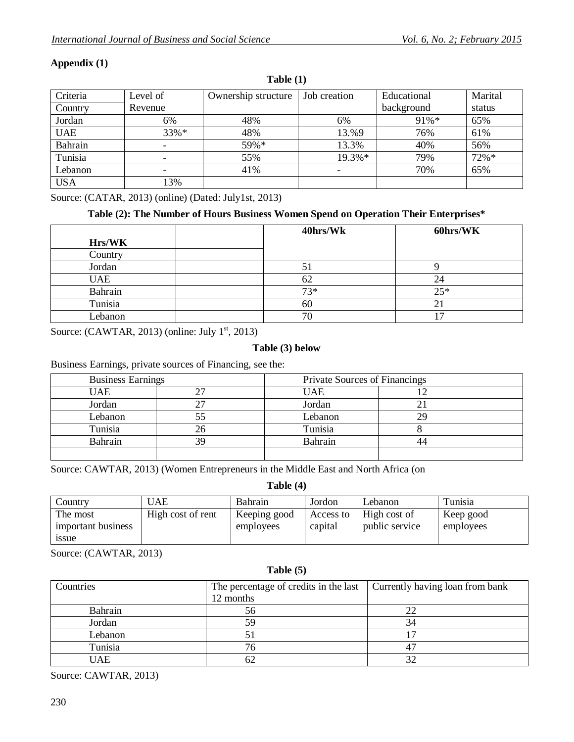## Appendix (1)

**Table (1)**

| Criteria<br>Country | Level of Revenue | Ownership structure | Job creation | Educational background | Marital status |
|---|---|---|---|---|---|
| Jordan | 6% | 48% | 6% | 91%* | 65% |
| UAE | 33%* | 48% | 13.%9 | 76% | 61% |
| Bahrain | - | 59%* | 13.3% | 40% | 56% |
| Tunisia | - | 55% | 19.3%* | 79% | 72%* |
| Lebanon | - | 41% | - | 70% | 65% |
| USA | 13% | | | | |

Source: (CATAR, 2013) (online) (Dated: July1st, 2013)

**Table (2): The Number of Hours Business Women Spend on Operation Their Enterprises***

| Hrs/WK<br>Country | | 40hrs/Wk | 60hrs/WK |
|---|---|---|---|
| Jordan | | 51 | 9 |
| UAE | | 62 | 24 |
| Bahrain | | 73* | 25* |
| Tunisia | | 60 | 21 |
| Lebanon | | 70 | 17 |

Source: (CAWTAR, 2013) (online: July 1st, 2013)

**Table (3) below**

Business Earnings, private sources of Financing, see the:

| Business Earnings | | Private Sources of Financings | |
|---|---|---|---|
| UAE | 27 | UAE | 12 |
| Jordan | 27 | Jordan | 21 |
| Lebanon | 55 | Lebanon | 29 |
| Tunisia | 26 | Tunisia | 8 |
| Bahrain | 39 | Bahrain | 44 |
| | | | |

Source: CAWTAR, 2013) (Women Entrepreneurs in the Middle East and North Africa (on

**Table (4)**

| Country | UAE | Bahrain | Jordon | Lebanon | Tunisia |
|---|---|---|---|---|---|
| The most important business issue | High cost of rent | Keeping good employees | Access to capital | High cost of public service | Keep good employees |

Source: (CAWTAR, 2013)

**Table (5)**

| Countries | The percentage of credits in the last 12 months | Currently having loan from bank |
|---|---|---|
| Bahrain | 56 | 22 |
| Jordan | 59 | 34 |
| Lebanon | 51 | 17 |
| Tunisia | 76 | 47 |
| UAE | 62 | 32 |

Source: CAWTAR, 2013)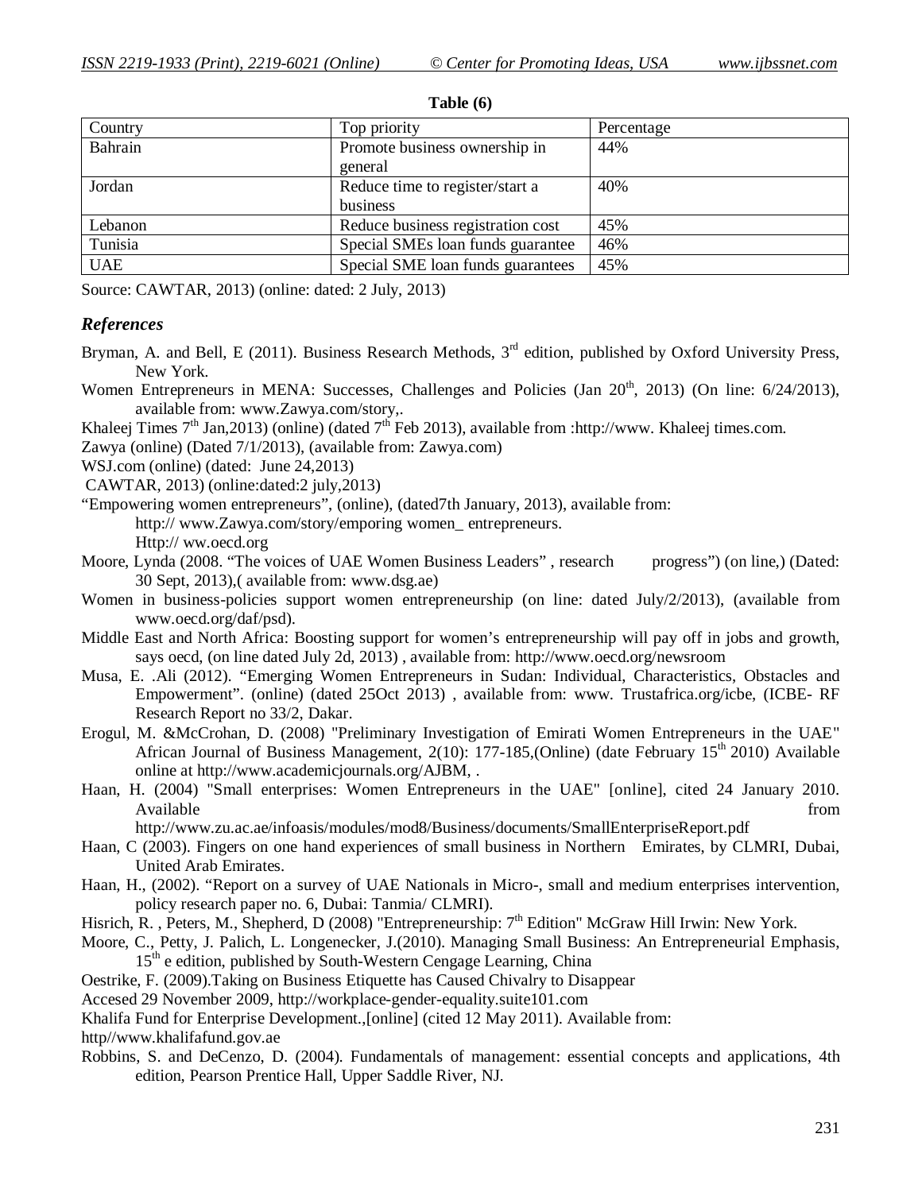**Table (6)**

| Country | Top priority | Percentage |
|---|---|---|
| Bahrain | Promote business ownership in general | 44% |
| Jordan | Reduce time to register/start a business | 40% |
| Lebanon | Reduce business registration cost | 45% |
| Tunisia | Special SMEs loan funds guarantee | 46% |
| UAE | Special SME loan funds guarantees | 45% |

Source: CAWTAR, 2013) (online: dated: 2 July, 2013)

## *References*

Bryman, A. and Bell, E (2011). Business Research Methods, 3rd edition, published by Oxford University Press, New York.

Women Entrepreneurs in MENA: Successes, Challenges and Policies (Jan 20th, 2013) (On line: 6/24/2013), available from: www.Zawya.com/story,.

Khaleej Times 7th Jan,2013) (online) (dated 7th Feb 2013), available from :http://www. Khaleej times.com.

Zawya (online) (Dated 7/1/2013), (available from: Zawya.com)

WSJ.com (online) (dated: June 24,2013)

CAWTAR, 2013) (online:dated:2 july,2013)

"Empowering women entrepreneurs", (online), (dated7th January, 2013), available from: http:// www.Zawya.com/story/emporing women_ entrepreneurs. Http:// ww.oecd.org

Moore, Lynda (2008. "The voices of UAE Women Business Leaders" , research progress") (on line,) (Dated: 30 Sept, 2013),( available from: www.dsg.ae)

Women in business-policies support women entrepreneurship (on line: dated July/2/2013), (available from www.oecd.org/daf/psd).

Middle East and North Africa: Boosting support for women's entrepreneurship will pay off in jobs and growth, says oecd, (on line dated July 2d, 2013) , available from: http://www.oecd.org/newsroom

Musa, E. .Ali (2012). "Emerging Women Entrepreneurs in Sudan: Individual, Characteristics, Obstacles and Empowerment". (online) (dated 25Oct 2013) , available from: www. Trustafrica.org/icbe, (ICBE- RF Research Report no 33/2, Dakar.

Erogul, M. &McCrohan, D. (2008) "Preliminary Investigation of Emirati Women Entrepreneurs in the UAE" African Journal of Business Management, 2(10): 177-185,(Online) (date February 15th 2010) Available online at http://www.academicjournals.org/AJBM, .

Haan, H. (2004) "Small enterprises: Women Entrepreneurs in the UAE" [online], cited 24 January 2010. Available from http://www.zu.ac.ae/infoasis/modules/mod8/Business/documents/SmallEnterpriseReport.pdf

Haan, C (2003). Fingers on one hand experiences of small business in Northern Emirates, by CLMRI, Dubai, United Arab Emirates.

Haan, H., (2002). "Report on a survey of UAE Nationals in Micro-, small and medium enterprises intervention, policy research paper no. 6, Dubai: Tanmia/ CLMRI).

Hisrich, R. , Peters, M., Shepherd, D (2008) "Entrepreneurship: 7th Edition" McGraw Hill Irwin: New York.

Moore, C., Petty, J. Palich, L. Longenecker, J.(2010). Managing Small Business: An Entrepreneurial Emphasis, 15th e edition, published by South-Western Cengage Learning, China

Oestrike, F. (2009).Taking on Business Etiquette has Caused Chivalry to Disappear

Accesed 29 November 2009, http://workplace-gender-equality.suite101.com

Khalifa Fund for Enterprise Development.,[online] (cited 12 May 2011). Available from:

http//www.khalifafund.gov.ae

Robbins, S. and DeCenzo, D. (2004). Fundamentals of management: essential concepts and applications, 4th edition, Pearson Prentice Hall, Upper Saddle River, NJ.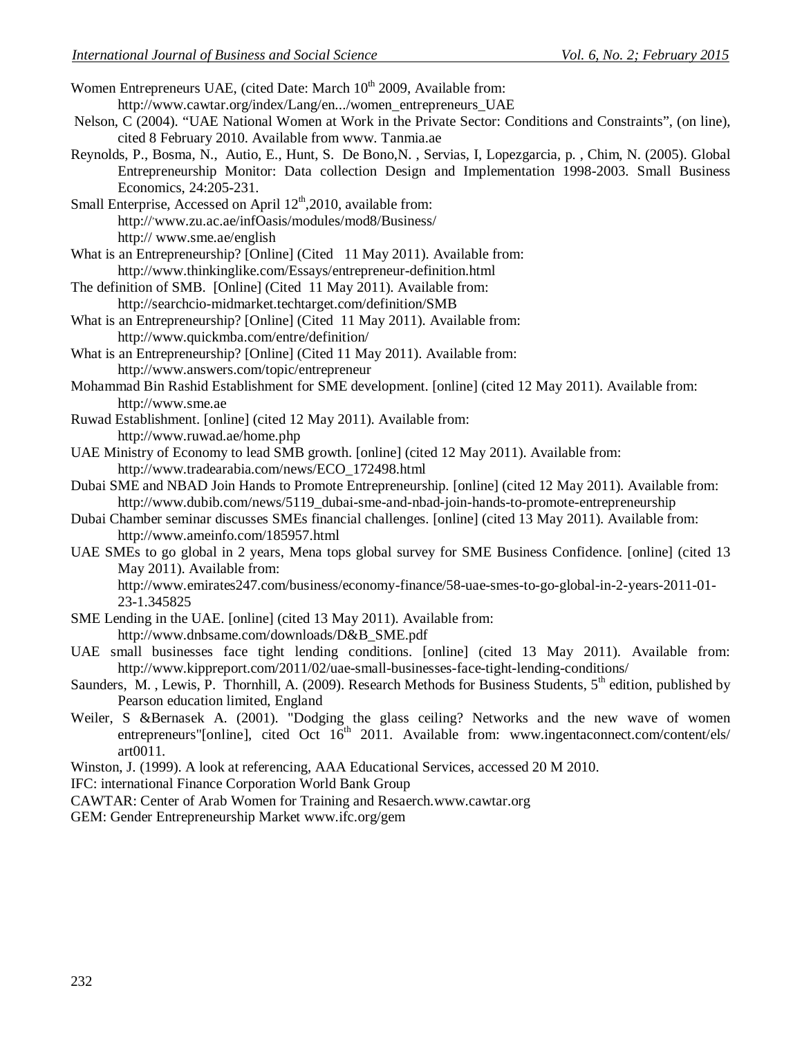Women Entrepreneurs UAE, (cited Date: March 10th 2009, Available from: http://www.cawtar.org/index/Lang/en.../women_entrepreneurs_UAE

Nelson, C (2004). "UAE National Women at Work in the Private Sector: Conditions and Constraints", (on line), cited 8 February 2010. Available from www. Tanmia.ae

Reynolds, P., Bosma, N., Autio, E., Hunt, S. De Bono,N. , Servias, I, Lopezgarcia, p. , Chim, N. (2005). Global Entrepreneurship Monitor: Data collection Design and Implementation 1998-2003. Small Business Economics, 24:205-231.

Small Enterprise, Accessed on April 12th,2010, available from: http://www.zu.ac.ae/infOasis/modules/mod8/Business/ http:// www.sme.ae/english

What is an Entrepreneurship? [Online] (Cited 11 May 2011). Available from: http://www.thinkinglike.com/Essays/entrepreneur-definition.html

The definition of SMB. [Online] (Cited 11 May 2011). Available from: http://searchcio-midmarket.techtarget.com/definition/SMB

What is an Entrepreneurship? [Online] (Cited 11 May 2011). Available from: http://www.quickmba.com/entre/definition/

What is an Entrepreneurship? [Online] (Cited 11 May 2011). Available from: http://www.answers.com/topic/entrepreneur

Mohammad Bin Rashid Establishment for SME development. [online] (cited 12 May 2011). Available from: http://www.sme.ae

Ruwad Establishment. [online] (cited 12 May 2011). Available from: http://www.ruwad.ae/home.php

UAE Ministry of Economy to lead SMB growth. [online] (cited 12 May 2011). Available from: http://www.tradearabia.com/news/ECO_172498.html

Dubai SME and NBAD Join Hands to Promote Entrepreneurship. [online] (cited 12 May 2011). Available from: http://www.dubib.com/news/5119_dubai-sme-and-nbad-join-hands-to-promote-entrepreneurship

Dubai Chamber seminar discusses SMEs financial challenges. [online] (cited 13 May 2011). Available from: http://www.ameinfo.com/185957.html

UAE SMEs to go global in 2 years, Mena tops global survey for SME Business Confidence. [online] (cited 13 May 2011). Available from: http://www.emirates247.com/business/economy-finance/58-uae-smes-to-go-global-in-2-years-2011-01-23-1.345825

SME Lending in the UAE. [online] (cited 13 May 2011). Available from: http://www.dnbsame.com/downloads/D&B_SME.pdf

UAE small businesses face tight lending conditions. [online] (cited 13 May 2011). Available from: http://www.kippreport.com/2011/02/uae-small-businesses-face-tight-lending-conditions/

Saunders, M. , Lewis, P. Thornhill, A. (2009). Research Methods for Business Students, 5th edition, published by Pearson education limited, England

Weiler, S &Bernasek A. (2001). "Dodging the glass ceiling? Networks and the new wave of women entrepreneurs"[online], cited Oct 16th 2011. Available from: www.ingentaconnect.com/content/els/ art0011.

Winston, J. (1999). A look at referencing, AAA Educational Services, accessed 20 M 2010.

IFC: international Finance Corporation World Bank Group

CAWTAR: Center of Arab Women for Training and Resaerch.www.cawtar.org

GEM: Gender Entrepreneurship Market www.ifc.org/gem